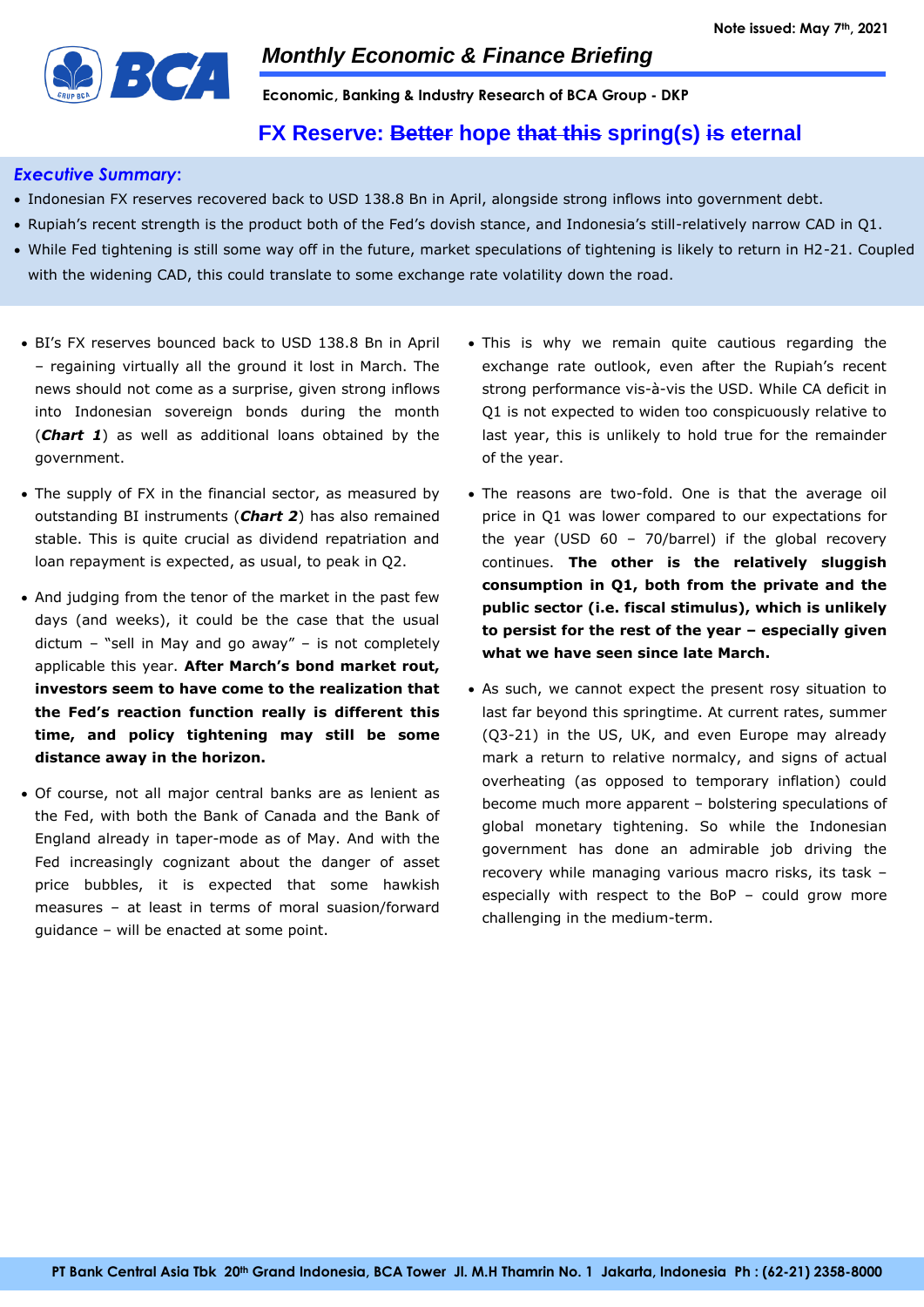Note issued: May 7th, 2021

## Monthly Economic & Finance Briefing

**Economic, Banking & Industry Research of BCA Group - DKP**

# FX Reserve: ~~Better~~ hope ~~that this~~ spring(s) ~~is~~ eternal

### *Executive Summary*:

- Indonesian FX reserves recovered back to USD 138.8 Bn in April, alongside strong inflows into government debt.
- Rupiah's recent strength is the product both of the Fed's dovish stance, and Indonesia's still-relatively narrow CAD in Q1.
- While Fed tightening is still some way off in the future, market speculations of tightening is likely to return in H2-21. Coupled with the widening CAD, this could translate to some exchange rate volatility down the road.

- BI's FX reserves bounced back to USD 138.8 Bn in April – regaining virtually all the ground it lost in March. The news should not come as a surprise, given strong inflows into Indonesian sovereign bonds during the month (***Chart 1***) as well as additional loans obtained by the government.

- The supply of FX in the financial sector, as measured by outstanding BI instruments (***Chart 2***) has also remained stable. This is quite crucial as dividend repatriation and loan repayment is expected, as usual, to peak in Q2.

- And judging from the tenor of the market in the past few days (and weeks), it could be the case that the usual dictum – "sell in May and go away" – is not completely applicable this year. **After March's bond market rout, investors seem to have come to the realization that the Fed's reaction function really is different this time, and policy tightening may still be some distance away in the horizon.**

- Of course, not all major central banks are as lenient as the Fed, with both the Bank of Canada and the Bank of England already in taper-mode as of May. And with the Fed increasingly cognizant about the danger of asset price bubbles, it is expected that some hawkish measures – at least in terms of moral suasion/forward guidance – will be enacted at some point.

- This is why we remain quite cautious regarding the exchange rate outlook, even after the Rupiah's recent strong performance vis-à-vis the USD. While CA deficit in Q1 is not expected to widen too conspicuously relative to last year, this is unlikely to hold true for the remainder of the year.

- The reasons are two-fold. One is that the average oil price in Q1 was lower compared to our expectations for the year (USD 60 – 70/barrel) if the global recovery continues. **The other is the relatively sluggish consumption in Q1, both from the private and the public sector (i.e. fiscal stimulus), which is unlikely to persist for the rest of the year – especially given what we have seen since late March.**

- As such, we cannot expect the present rosy situation to last far beyond this springtime. At current rates, summer (Q3-21) in the US, UK, and even Europe may already mark a return to relative normalcy, and signs of actual overheating (as opposed to temporary inflation) could become much more apparent – bolstering speculations of global monetary tightening. So while the Indonesian government has done an admirable job driving the recovery while managing various macro risks, its task – especially with respect to the BoP – could grow more challenging in the medium-term.

PT Bank Central Asia Tbk 20th Grand Indonesia, BCA Tower Jl. M.H Thamrin No. 1 Jakarta, Indonesia Ph : (62-21) 2358-8000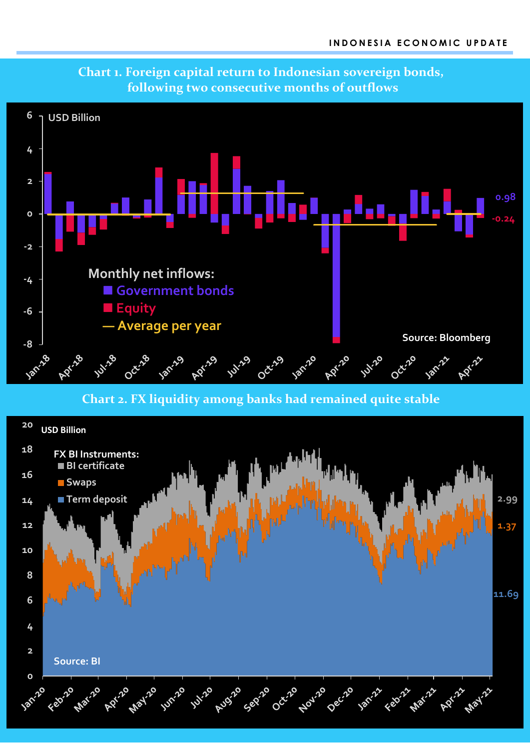**Chart 1. Foreign capital return to Indonesian sovereign bonds, following two consecutive months of outflows**

USD Billion

Monthly net inflows:
- Government bonds
- Equity
- Average per year

0.98
-0.24

Source: Bloomberg

**Chart 2. FX liquidity among banks had remained quite stable**

USD Billion

FX BI Instruments:
- BI certificate
- Swaps
- Term deposit

2.99
1.37
11.69

Source: BI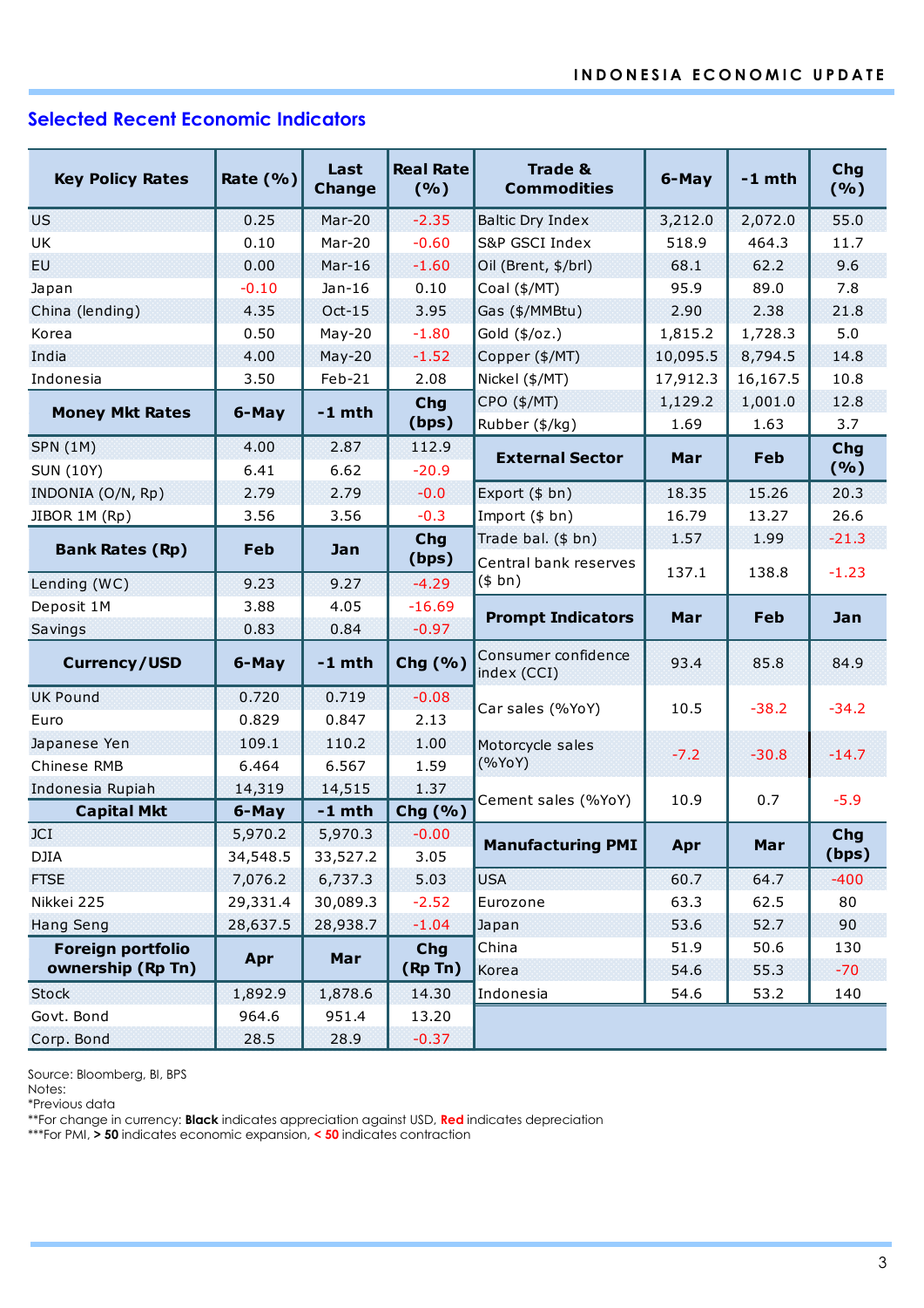## Selected Recent Economic Indicators

| Key Policy Rates | Rate (%) | Last Change | Real Rate (%) |
|---|---|---|---|
| US | 0.25 | Mar-20 | -2.35 |
| UK | 0.10 | Mar-20 | -0.60 |
| EU | 0.00 | Mar-16 | -1.60 |
| Japan | -0.10 | Jan-16 | 0.10 |
| China (lending) | 4.35 | Oct-15 | 3.95 |
| Korea | 0.50 | May-20 | -1.80 |
| India | 4.00 | May-20 | -1.52 |
| Indonesia | 3.50 | Feb-21 | 2.08 |
| **Money Mkt Rates** | **6-May** | **-1 mth** | **Chg (bps)** |
| SPN (1M) | 4.00 | 2.87 | 112.9 |
| SUN (10Y) | 6.41 | 6.62 | -20.9 |
| INDONIA (O/N, Rp) | 2.79 | 2.79 | -0.0 |
| JIBOR 1M (Rp) | 3.56 | 3.56 | -0.3 |
| **Bank Rates (Rp)** | **Feb** | **Jan** | **Chg (bps)** |
| Lending (WC) | 9.23 | 9.27 | -4.29 |
| Deposit 1M | 3.88 | 4.05 | -16.69 |
| Savings | 0.83 | 0.84 | -0.97 |
| **Currency/USD** | **6-May** | **-1 mth** | **Chg (%)** |
| UK Pound | 0.720 | 0.719 | -0.08 |
| Euro | 0.829 | 0.847 | 2.13 |
| Japanese Yen | 109.1 | 110.2 | 1.00 |
| Chinese RMB | 6.464 | 6.567 | 1.59 |
| Indonesia Rupiah | 14,319 | 14,515 | 1.37 |
| **Capital Mkt** | **6-May** | **-1 mth** | **Chg (%)** |
| JCI | 5,970.2 | 5,970.3 | -0.00 |
| DJIA | 34,548.5 | 33,527.2 | 3.05 |
| FTSE | 7,076.2 | 6,737.3 | 5.03 |
| Nikkei 225 | 29,331.4 | 30,089.3 | -2.52 |
| Hang Seng | 28,637.5 | 28,938.7 | -1.04 |
| **Foreign portfolio ownership (Rp Tn)** | **Apr** | **Mar** | **Chg (Rp Tn)** |
| Stock | 1,892.9 | 1,878.6 | 14.30 |
| Govt. Bond | 964.6 | 951.4 | 13.20 |
| Corp. Bond | 28.5 | 28.9 | -0.37 |

| Trade & Commodities | 6-May | -1 mth | Chg (%) |
|---|---|---|---|
| Baltic Dry Index | 3,212.0 | 2,072.0 | 55.0 |
| S&P GSCI Index | 518.9 | 464.3 | 11.7 |
| Oil (Brent, $/brl) | 68.1 | 62.2 | 9.6 |
| Coal ($/MT) | 95.9 | 89.0 | 7.8 |
| Gas ($/MMBtu) | 2.90 | 2.38 | 21.8 |
| Gold ($/oz.) | 1,815.2 | 1,728.3 | 5.0 |
| Copper ($/MT) | 10,095.5 | 8,794.5 | 14.8 |
| Nickel ($/MT) | 17,912.3 | 16,167.5 | 10.8 |
| CPO ($/MT) | 1,129.2 | 1,001.0 | 12.8 |
| Rubber ($/kg) | 1.69 | 1.63 | 3.7 |
| **External Sector** | **Mar** | **Feb** | **Chg (%)** |
| Export ($ bn) | 18.35 | 15.26 | 20.3 |
| Import ($ bn) | 16.79 | 13.27 | 26.6 |
| Trade bal. ($ bn) | 1.57 | 1.99 | -21.3 |
| Central bank reserves ($ bn) | 137.1 | 138.8 | -1.23 |
| **Prompt Indicators** | **Mar** | **Feb** | **Jan** |
| Consumer confidence index (CCI) | 93.4 | 85.8 | 84.9 |
| Car sales (%YoY) | 10.5 | -38.2 | -34.2 |
| Motorcycle sales (%YoY) | -7.2 | -30.8 | -14.7 |
| Cement sales (%YoY) | 10.9 | 0.7 | -5.9 |
| **Manufacturing PMI** | **Apr** | **Mar** | **Chg (bps)** |
| USA | 60.7 | 64.7 | -400 |
| Eurozone | 63.3 | 62.5 | 80 |
| Japan | 53.6 | 52.7 | 90 |
| China | 51.9 | 50.6 | 130 |
| Korea | 54.6 | 55.3 | -70 |
| Indonesia | 54.6 | 53.2 | 140 |

Source: Bloomberg, BI, BPS
Notes:
*Previous data
**For change in currency: **Black** indicates appreciation against USD, **Red** indicates depreciation
***For PMI, **> 50** indicates economic expansion, **< 50** indicates contraction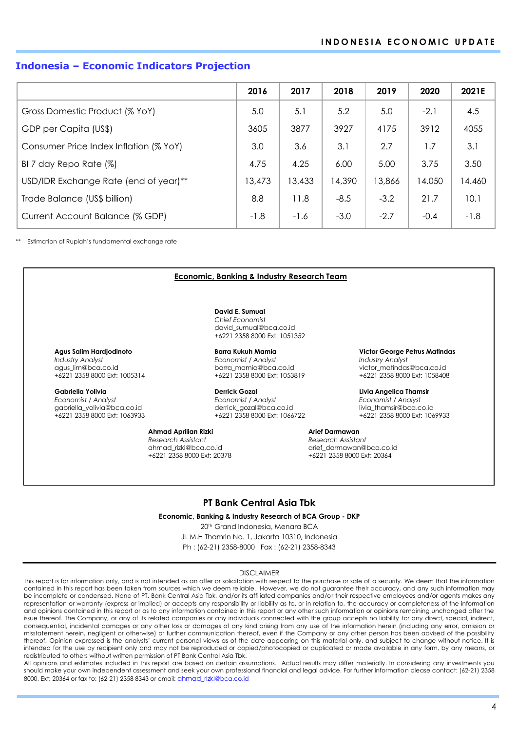## Indonesia – Economic Indicators Projection

| | 2016 | 2017 | 2018 | 2019 | 2020 | 2021E |
|---|---|---|---|---|---|---|
| Gross Domestic Product (% YoY) | 5.0 | 5.1 | 5.2 | 5.0 | -2.1 | 4.5 |
| GDP per Capita (US$) | 3605 | 3877 | 3927 | 4175 | 3912 | 4055 |
| Consumer Price Index Inflation (% YoY) | 3.0 | 3.6 | 3.1 | 2.7 | 1.7 | 3.1 |
| BI 7 day Repo Rate (%) | 4.75 | 4.25 | 6.00 | 5.00 | 3.75 | 3.50 |
| USD/IDR Exchange Rate (end of year)** | 13,473 | 13,433 | 14,390 | 13,866 | 14.050 | 14.460 |
| Trade Balance (US$ billion) | 8.8 | 11.8 | -8.5 | -3.2 | 21.7 | 10.1 |
| Current Account Balance (% GDP) | -1.8 | -1.6 | -3.0 | -2.7 | -0.4 | -1.8 |

** Estimation of Rupiah's fundamental exchange rate

### Economic, Banking & Industry Research Team

**David E. Sumual**
*Chief Economist*
david_sumual@bca.co.id
+6221 2358 8000 Ext: 1051352

**Agus Salim Hardjodinoto**
*Industry Analyst*
agus_lim@bca.co.id
+6221 2358 8000 Ext: 1005314

**Barra Kukuh Mamia**
*Economist / Analyst*
barra_mamia@bca.co.id
+6221 2358 8000 Ext: 1053819

**Victor George Petrus Matindas**
*Industry Analyst*
victor_matindas@bca.co.id
+6221 2358 8000 Ext: 1058408

**Gabriella Yolivia**
*Economist / Analyst*
gabriella_yolivia@bca.co.id
+6221 2358 8000 Ext: 1063933

**Derrick Gozal**
*Economist / Analyst*
derrick_gozal@bca.co.id
+6221 2358 8000 Ext: 1066722

**Livia Angelica Thamsir**
*Economist / Analyst*
livia_thamsir@bca.co.id
+6221 2358 8000 Ext: 1069933

**Ahmad Aprilian Rizki**
*Research Assistant*
ahmad_rizki@bca.co.id
+6221 2358 8000 Ext: 20378

**Arief Darmawan**
*Research Assistant*
arief_darmawan@bca.co.id
+6221 2358 8000 Ext: 20364

### PT Bank Central Asia Tbk

**Economic, Banking & Industry Research of BCA Group - DKP**
20th Grand Indonesia, Menara BCA
Jl. M.H Thamrin No. 1, Jakarta 10310, Indonesia
Ph : (62-21) 2358-8000 Fax : (62-21) 2358-8343

DISCLAIMER

This report is for information only, and is not intended as an offer or solicitation with respect to the purchase or sale of a security. We deem that the information contained in this report has been taken from sources which we deem reliable. However, we do not guarantee their accuracy, and any such information may be incomplete or condensed. None of PT. Bank Central Asia Tbk, and/or its affiliated companies and/or their respective employees and/or agents makes any representation or warranty (express or implied) or accepts any responsibility or liability as to, or in relation to, the accuracy or completeness of the information and opinions contained in this report or as to any information contained in this report or any other such information or opinions remaining unchanged after the issue thereof. The Company, or any of its related companies or any individuals connected with the group accepts no liability for any direct, special, indirect, consequential, incidental damages or any other loss or damages of any kind arising from any use of the information herein (including any error, omission or misstatement herein, negligent or otherwise) or further communication thereof, even if the Company or any other person has been advised of the possibility thereof. Opinion expressed is the analysts' current personal views as of the date appearing on this material only, and subject to change without notice. It is intended for the use by recipient only and may not be reproduced or copied/photocopied or duplicated or made available in any form, by any means, or redistributed to others without written permission of PT Bank Central Asia Tbk.
All opinions and estimates included in this report are based on certain assumptions. Actual results may differ materially. In considering any investments you should make your own independent assessment and seek your own professional financial and legal advice. For further information please contact: (62-21) 2358 8000, Ext: 20364 or fax to: (62-21) 2358 8343 or email: ahmad_rizki@bca.co.id